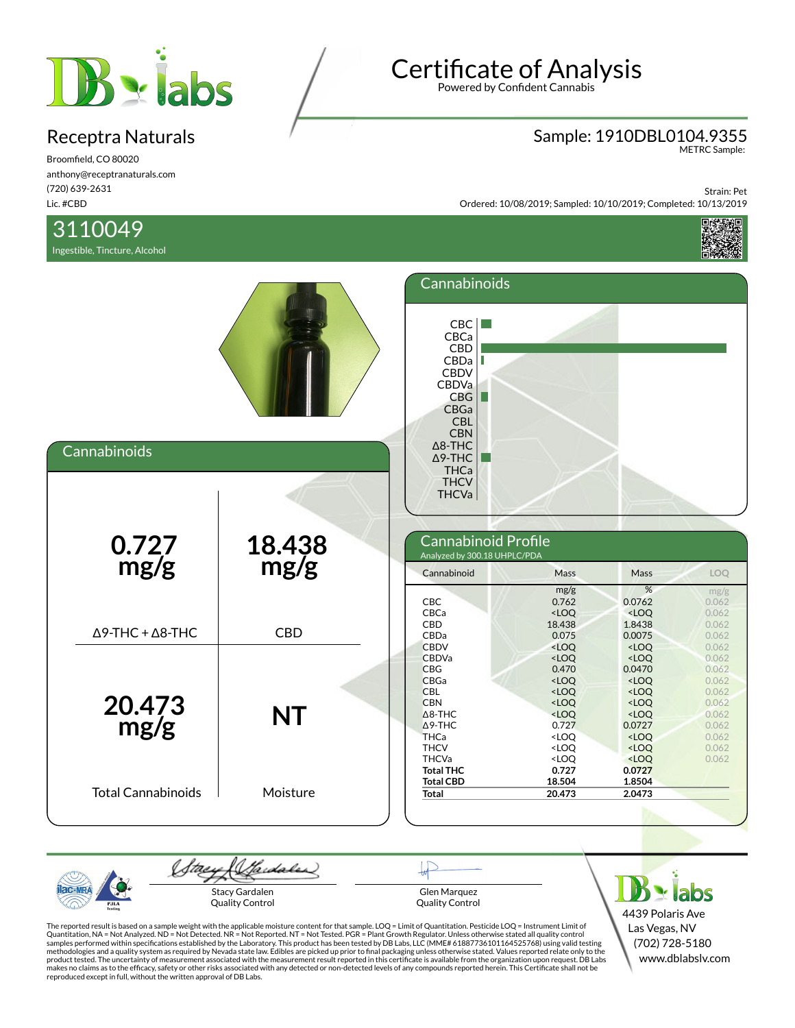# Certificate of Analysis

Powered by Confident Cannabis

## Receptra Naturals

Broomfield, CO 80020
anthony@receptranaturals.com
(720) 639-2631
Lic. #CBD

**Sample: 1910DBL0104.9355**
METRC Sample:

Strain: Pet
Ordered: 10/08/2019; Sampled: 10/10/2019; Completed: 10/13/2019

## 3110049

Ingestible, Tincture, Alcohol

## Cannabinoids

| | |
|---|---|
| **0.727 mg/g** | **18.438 mg/g** |
| Δ9-THC + Δ8-THC | CBD |
| **20.473 mg/g** | **NT** |
| Total Cannabinoids | Moisture |

## Cannabinoid Profile

Analyzed by 300.18 UHPLC/PDA

| Cannabinoid | Mass | Mass | LOQ |
|---|---|---|---|
| | mg/g | % | mg/g |
| CBC | 0.762 | 0.0762 | 0.062 |
| CBCa | <LOQ | <LOQ | 0.062 |
| CBD | 18.438 | 1.8438 | 0.062 |
| CBDa | 0.075 | 0.0075 | 0.062 |
| CBDV | <LOQ | <LOQ | 0.062 |
| CBDVa | <LOQ | <LOQ | 0.062 |
| CBG | 0.470 | 0.0470 | 0.062 |
| CBGa | <LOQ | <LOQ | 0.062 |
| CBL | <LOQ | <LOQ | 0.062 |
| CBN | <LOQ | <LOQ | 0.062 |
| Δ8-THC | <LOQ | <LOQ | 0.062 |
| Δ9-THC | 0.727 | 0.0727 | 0.062 |
| THCa | <LOQ | <LOQ | 0.062 |
| THCV | <LOQ | <LOQ | 0.062 |
| THCVa | <LOQ | <LOQ | 0.062 |
| **Total THC** | **0.727** | **0.0727** | |
| **Total CBD** | **18.504** | **1.8504** | |
| **Total** | **20.473** | **2.0473** | |

Stacy Gardalen
Quality Control

Glen Marquez
Quality Control

DB labs
4439 Polaris Ave
Las Vegas, NV
(702) 728-5180
www.dblabslv.com

The reported result is based on a sample weight with the applicable moisture content for that sample. LOQ = Limit of Quantitation. Pesticide LOQ = Instrument Limit of Quantitation, NA = Not Analyzed. ND = Not Detected. NR = Not Reported. NT = Not Tested. PGR = Plant Growth Regulator. Unless otherwise stated all quality control samples performed within specifications established by the Laboratory. This product has been tested by DB Labs, LLC (MME# 61887736101164525768) using valid testing methodologies and a quality system as required by Nevada state law. Edibles are picked up prior to final packaging unless otherwise stated. Values reported relate only to the product tested. The uncertainty of measurement associated with the measurement result reported in this certificate is available from the organization upon request. DB Labs makes no claims as to the efficacy, safety or other risks associated with any detected or non-detected levels of any compounds reported herein. This Certificate shall not be reproduced except in full, without the written approval of DB Labs.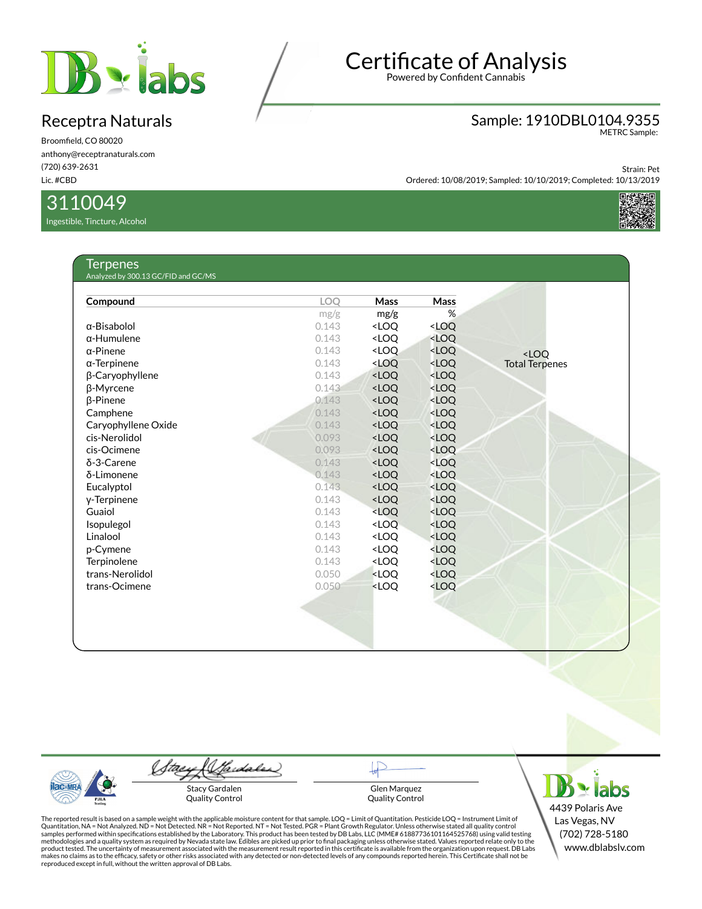# Certificate of Analysis

Powered by Confident Cannabis

## Receptra Naturals

Broomfield, CO 80020
anthony@receptranaturals.com
(720) 639-2631
Lic. #CBD

## Sample: 1910DBL0104.9355

METRC Sample:

Strain: Pet
Ordered: 10/08/2019; Sampled: 10/10/2019; Completed: 10/13/2019

## 3110049

Ingestible, Tincture, Alcohol

### Terpenes

Analyzed by 300.13 GC/FID and GC/MS

| Compound | LOQ | Mass | Mass |
|---|---|---|---|
| | mg/g | mg/g | % |
| α-Bisabolol | 0.143 | <LOQ | <LOQ |
| α-Humulene | 0.143 | <LOQ | <LOQ |
| α-Pinene | 0.143 | <LOQ | <LOQ |
| α-Terpinene | 0.143 | <LOQ | <LOQ |
| β-Caryophyllene | 0.143 | <LOQ | <LOQ |
| β-Myrcene | 0.143 | <LOQ | <LOQ |
| β-Pinene | 0.143 | <LOQ | <LOQ |
| Camphene | 0.143 | <LOQ | <LOQ |
| Caryophyllene Oxide | 0.143 | <LOQ | <LOQ |
| cis-Nerolidol | 0.093 | <LOQ | <LOQ |
| cis-Ocimene | 0.093 | <LOQ | <LOQ |
| δ-3-Carene | 0.143 | <LOQ | <LOQ |
| δ-Limonene | 0.143 | <LOQ | <LOQ |
| Eucalyptol | 0.143 | <LOQ | <LOQ |
| γ-Terpinene | 0.143 | <LOQ | <LOQ |
| Guaiol | 0.143 | <LOQ | <LOQ |
| Isopulegol | 0.143 | <LOQ | <LOQ |
| Linalool | 0.143 | <LOQ | <LOQ |
| p-Cymene | 0.143 | <LOQ | <LOQ |
| Terpinolene | 0.143 | <LOQ | <LOQ |
| trans-Nerolidol | 0.050 | <LOQ | <LOQ |
| trans-Ocimene | 0.050 | <LOQ | <LOQ |

<LOQ
Total Terpenes

Stacy Gardalen
Quality Control

Glen Marquez
Quality Control

DB labs
4439 Polaris Ave
Las Vegas, NV
(702) 728-5180
www.dblabslv.com

The reported result is based on a sample weight with the applicable moisture content for that sample. LOQ = Limit of Quantitation. Pesticide LOQ = Instrument Limit of Quantitation, NA = Not Analyzed. ND = Not Detected. NR = Not Reported. NT = Not Tested. PGR = Plant Growth Regulator. Unless otherwise stated all quality control samples performed within specifications established by the Laboratory. This product has been tested by DB Labs, LLC (MME# 61887736101164525768) using valid testing methodologies and a quality system as required by Nevada state law. Edibles are picked up prior to final packaging unless otherwise stated. Values reported relate only to the product tested. The uncertainty of measurement associated with the measurement result reported in this certificate is available from the organization upon request. DB Labs makes no claims as to the efficacy, safety or other risks associated with any detected or non-detected levels of any compounds reported herein. This Certificate shall not be reproduced except in full, without the written approval of DB Labs.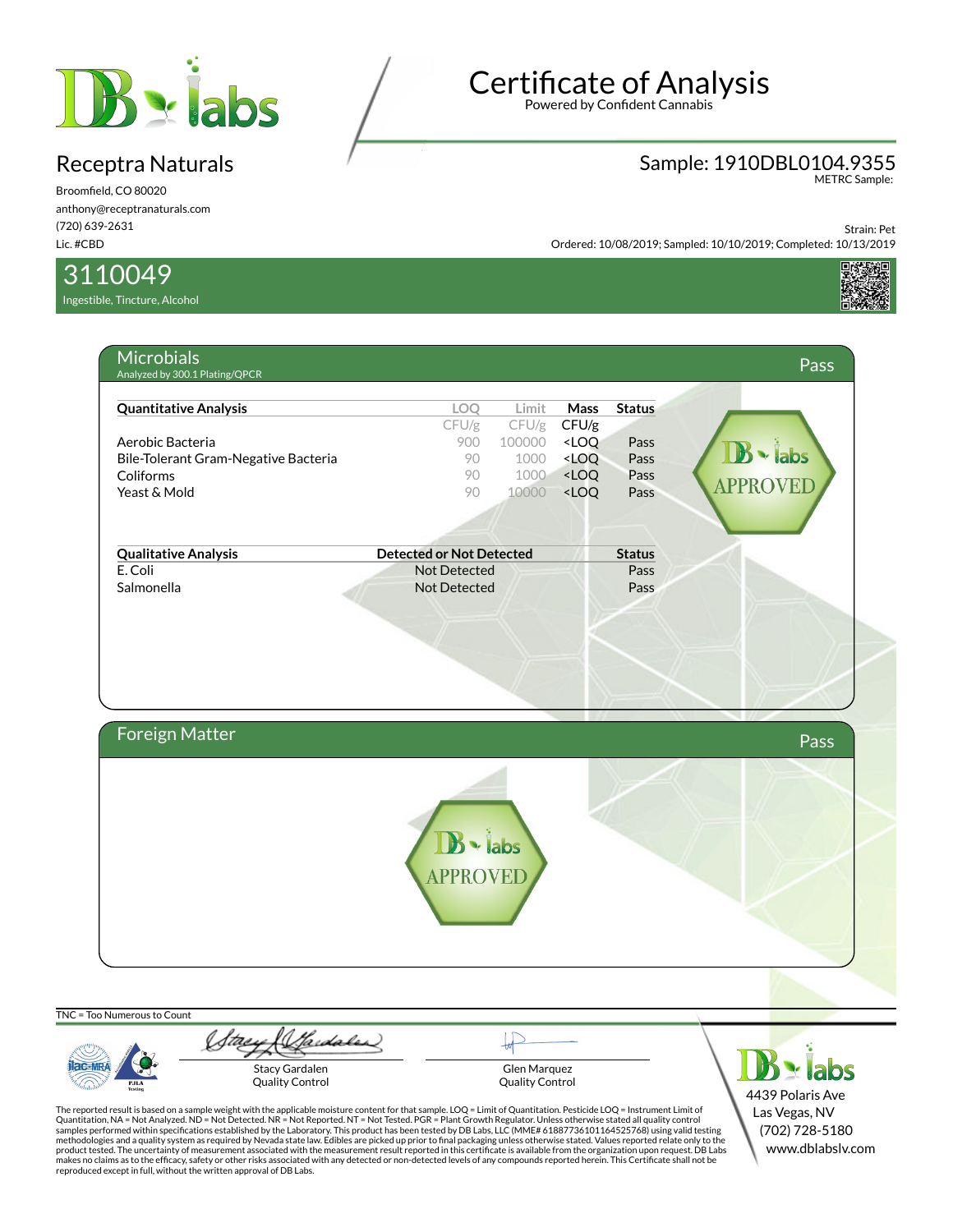# Certificate of Analysis

Powered by Confident Cannabis

## Receptra Naturals

Broomfield, CO 80020
anthony@receptranaturals.com
(720) 639-2631
Lic. #CBD

**Sample: 1910DBL0104.9355**
METRC Sample:

Strain: Pet
Ordered: 10/08/2019; Sampled: 10/10/2019; Completed: 10/13/2019

## 3110049

Ingestible, Tincture, Alcohol

## Microbials — Pass

Analyzed by 300.1 Plating/QPCR

| Quantitative Analysis | LOQ | Limit | Mass | Status |
|---|---|---|---|---|
| | CFU/g | CFU/g | CFU/g | |
| Aerobic Bacteria | 900 | 100000 | <LOQ | Pass |
| Bile-Tolerant Gram-Negative Bacteria | 90 | 1000 | <LOQ | Pass |
| Coliforms | 90 | 1000 | <LOQ | Pass |
| Yeast & Mold | 90 | 10000 | <LOQ | Pass |

| Qualitative Analysis | Detected or Not Detected | Status |
|---|---|---|
| E. Coli | Not Detected | Pass |
| Salmonella | Not Detected | Pass |

DB labs APPROVED

## Foreign Matter — Pass

DB labs APPROVED

TNC = Too Numerous to Count

Stacy Gardalen
Quality Control

Glen Marquez
Quality Control

DB labs
4439 Polaris Ave
Las Vegas, NV
(702) 728-5180
www.dblabslv.com

The reported result is based on a sample weight with the applicable moisture content for that sample. LOQ = Limit of Quantitation. Pesticide LOQ = Instrument Limit of Quantitation, NA = Not Analyzed. ND = Not Detected. NR = Not Reported. NT = Not Tested. PGR = Plant Growth Regulator. Unless otherwise stated all quality control samples performed within specifications established by the Laboratory. This product has been tested by DB Labs, LLC (MME# 61887736101164525768) using valid testing methodologies and a quality system as required by Nevada state law. Edibles are picked up prior to final packaging unless otherwise stated. Values reported relate only to the product tested. The uncertainty of measurement associated with the measurement result reported in this certificate is available from the organization upon request. DB Labs makes no claims as to the efficacy, safety or other risks associated with any detected or non-detected levels of any compounds reported herein. This Certificate shall not be reproduced except in full, without the written approval of DB Labs.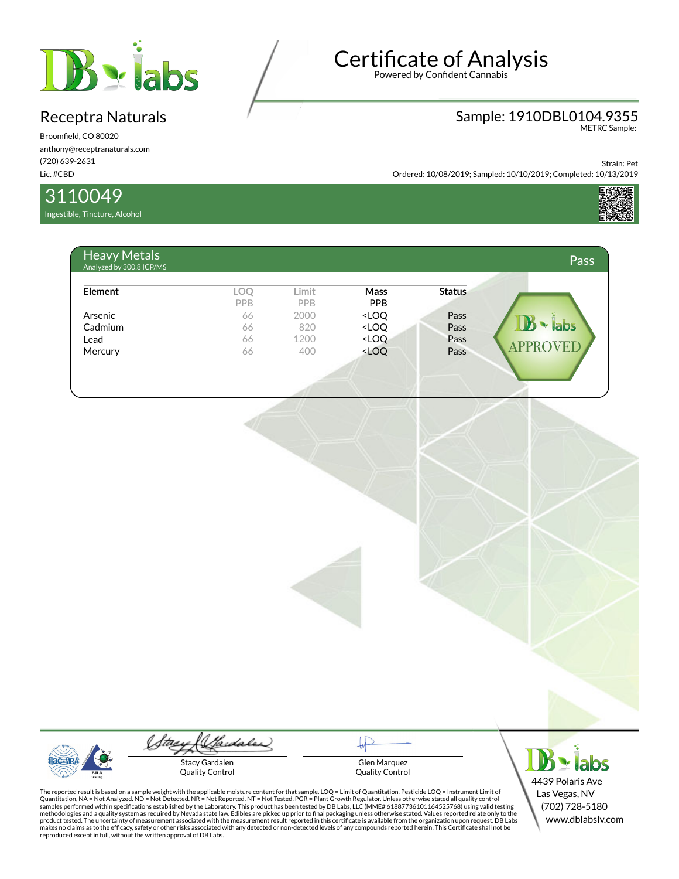# Certificate of Analysis

Powered by Confident Cannabis

## Receptra Naturals

Broomfield, CO 80020
anthony@receptranaturals.com
(720) 639-2631
Lic. #CBD

**Sample: 1910DBL0104.9355**
METRC Sample:

Strain: Pet
Ordered: 10/08/2019; Sampled: 10/10/2019; Completed: 10/13/2019

## 3110049

Ingestible, Tincture, Alcohol

### Heavy Metals

Analyzed by 300.8 ICP/MS

**Pass**

| Element | LOQ | Limit | Mass | Status |
|---|---|---|---|---|
| | PPB | PPB | PPB | |
| Arsenic | 66 | 2000 | <LOQ | Pass |
| Cadmium | 66 | 820 | <LOQ | Pass |
| Lead | 66 | 1200 | <LOQ | Pass |
| Mercury | 66 | 400 | <LOQ | Pass |

DB labs APPROVED

Stacy Gardalen
Quality Control

Glen Marquez
Quality Control

The reported result is based on a sample weight with the applicable moisture content for that sample. LOQ = Limit of Quantitation. Pesticide LOQ = Instrument Limit of Quantitation, NA = Not Analyzed. ND = Not Detected. NR = Not Reported. NT = Not Tested. PGR = Plant Growth Regulator. Unless otherwise stated all quality control samples performed within specifications established by the Laboratory. This product has been tested by DB Labs, LLC (MME# 61887736101164525768) using valid testing methodologies and a quality system as required by Nevada state law. Edibles are picked up prior to final packaging unless otherwise stated. Values reported relate only to the product tested. The uncertainty of measurement associated with the measurement result reported in this certificate is available from the organization upon request. DB Labs makes no claims as to the efficacy, safety or other risks associated with any detected or non-detected levels of any compounds reported herein. This Certificate shall not be reproduced except in full, without the written approval of DB Labs.

4439 Polaris Ave
Las Vegas, NV
(702) 728-5180
www.dblabslv.com